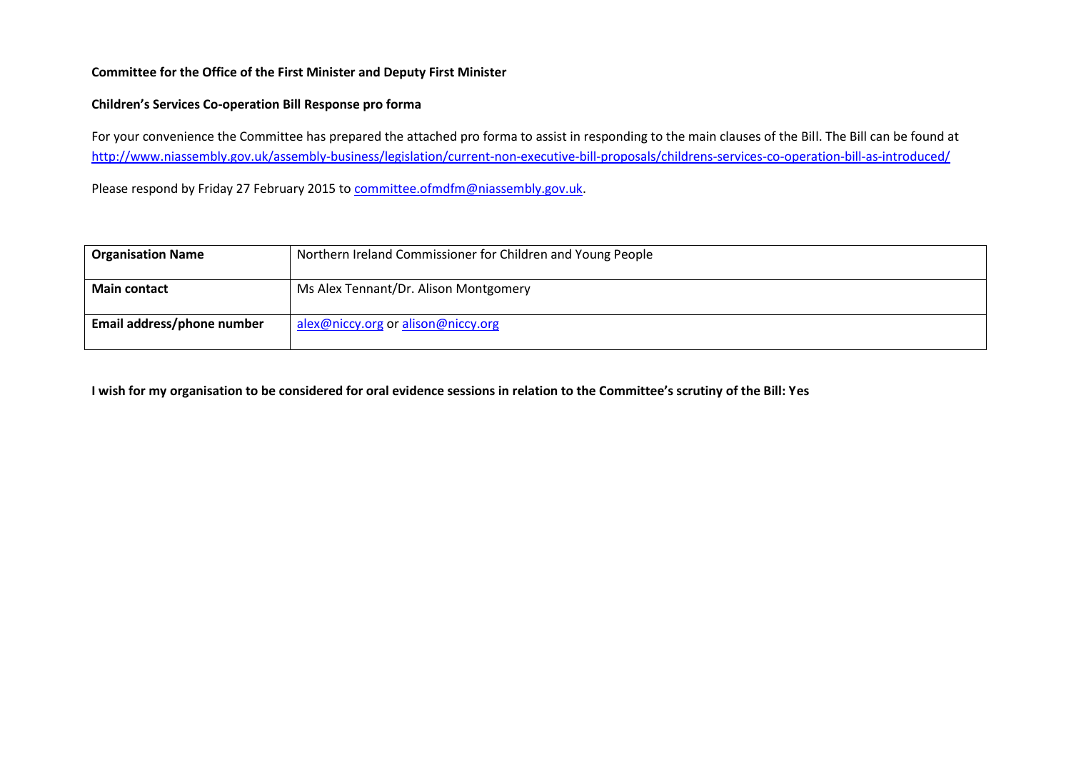**Committee for the Office of the First Minister and Deputy First Minister**

**Children's Services Co-operation Bill Response pro forma**

For your convenience the Committee has prepared the attached pro forma to assist in responding to the main clauses of the Bill. The Bill can be found at http://www.niassembly.gov.uk/assembly-business/legislation/current-non-executive-bill-proposals/childrens-services-co-operation-bill-as-introduced/

Please respond by Friday 27 February 2015 to committee.ofmdfm@niassembly.gov.uk.

| **Organisation Name** | Northern Ireland Commissioner for Children and Young People |
|---|---|
| **Main contact** | Ms Alex Tennant/Dr. Alison Montgomery |
| **Email address/phone number** | alex@niccy.org or alison@niccy.org |

**I wish for my organisation to be considered for oral evidence sessions in relation to the Committee's scrutiny of the Bill: Yes**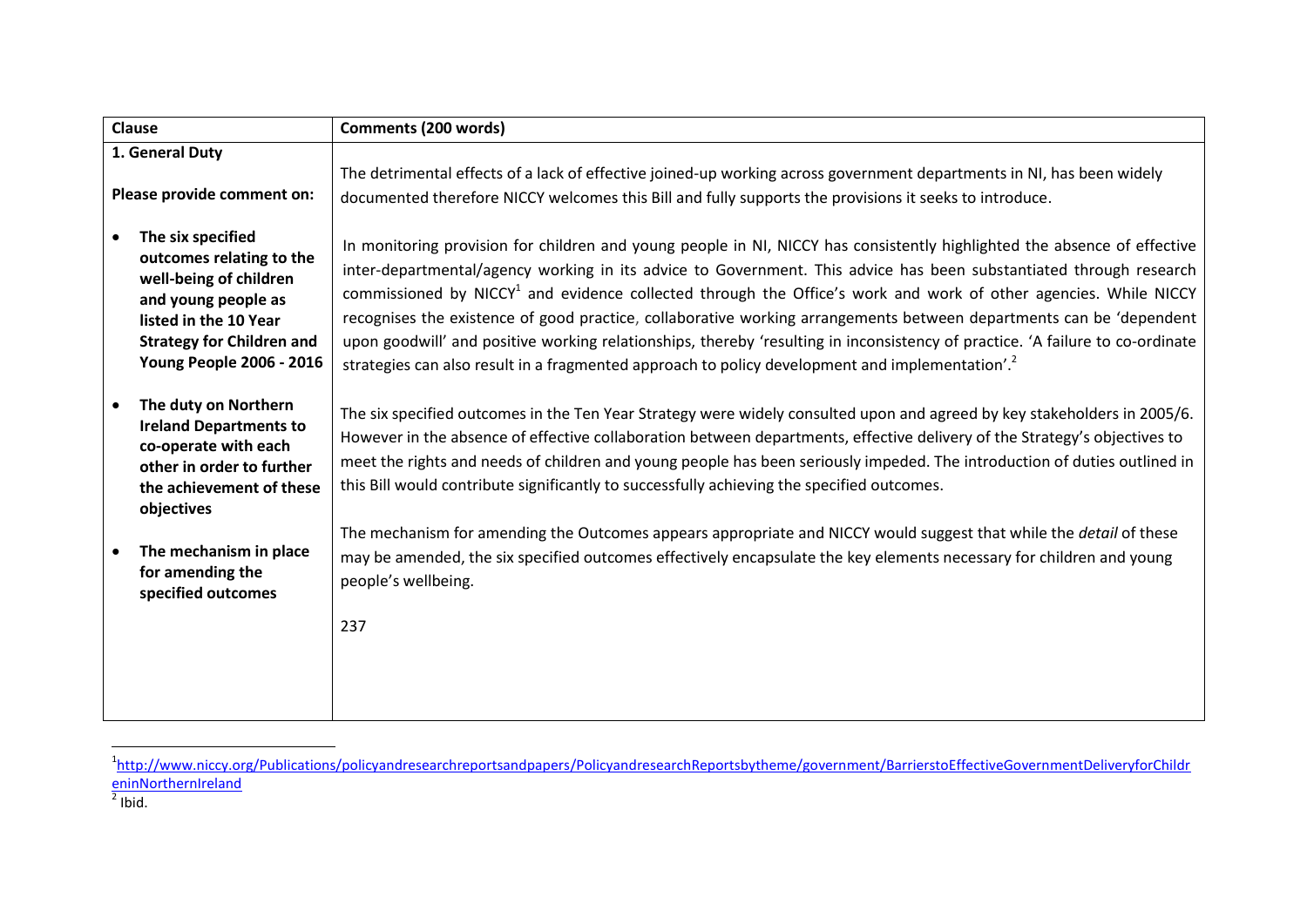| Clause | Comments (200 words) |
|---|---|
| **1. General Duty**<br><br>**Please provide comment on:**<br><br>• **The six specified outcomes relating to the well-being of children and young people as listed in the 10 Year Strategy for Children and Young People 2006 - 2016**<br><br>• **The duty on Northern Ireland Departments to co-operate with each other in order to further the achievement of these objectives**<br><br>• **The mechanism in place for amending the specified outcomes** | The detrimental effects of a lack of effective joined-up working across government departments in NI, has been widely documented therefore NICCY welcomes this Bill and fully supports the provisions it seeks to introduce.<br><br>In monitoring provision for children and young people in NI, NICCY has consistently highlighted the absence of effective inter-departmental/agency working in its advice to Government. This advice has been substantiated through research commissioned by NICCY[1] and evidence collected through the Office's work and work of other agencies. While NICCY recognises the existence of good practice, collaborative working arrangements between departments can be 'dependent upon goodwill' and positive working relationships, thereby 'resulting in inconsistency of practice. 'A failure to co-ordinate strategies can also result in a fragmented approach to policy development and implementation'.[2]<br><br>The six specified outcomes in the Ten Year Strategy were widely consulted upon and agreed by key stakeholders in 2005/6. However in the absence of effective collaboration between departments, effective delivery of the Strategy's objectives to meet the rights and needs of children and young people has been seriously impeded. The introduction of duties outlined in this Bill would contribute significantly to successfully achieving the specified outcomes.<br><br>The mechanism for amending the Outcomes appears appropriate and NICCY would suggest that while the *detail* of these may be amended, the six specified outcomes effectively encapsulate the key elements necessary for children and young people's wellbeing.<br><br>237 |

[1] http://www.niccy.org/Publications/policyandresearchreportsandpapers/PolicyandresearchReportsbytheme/government/BarrierstoEffectiveGovernmentDeliveryforChildreninNorthernIreland

[2] Ibid.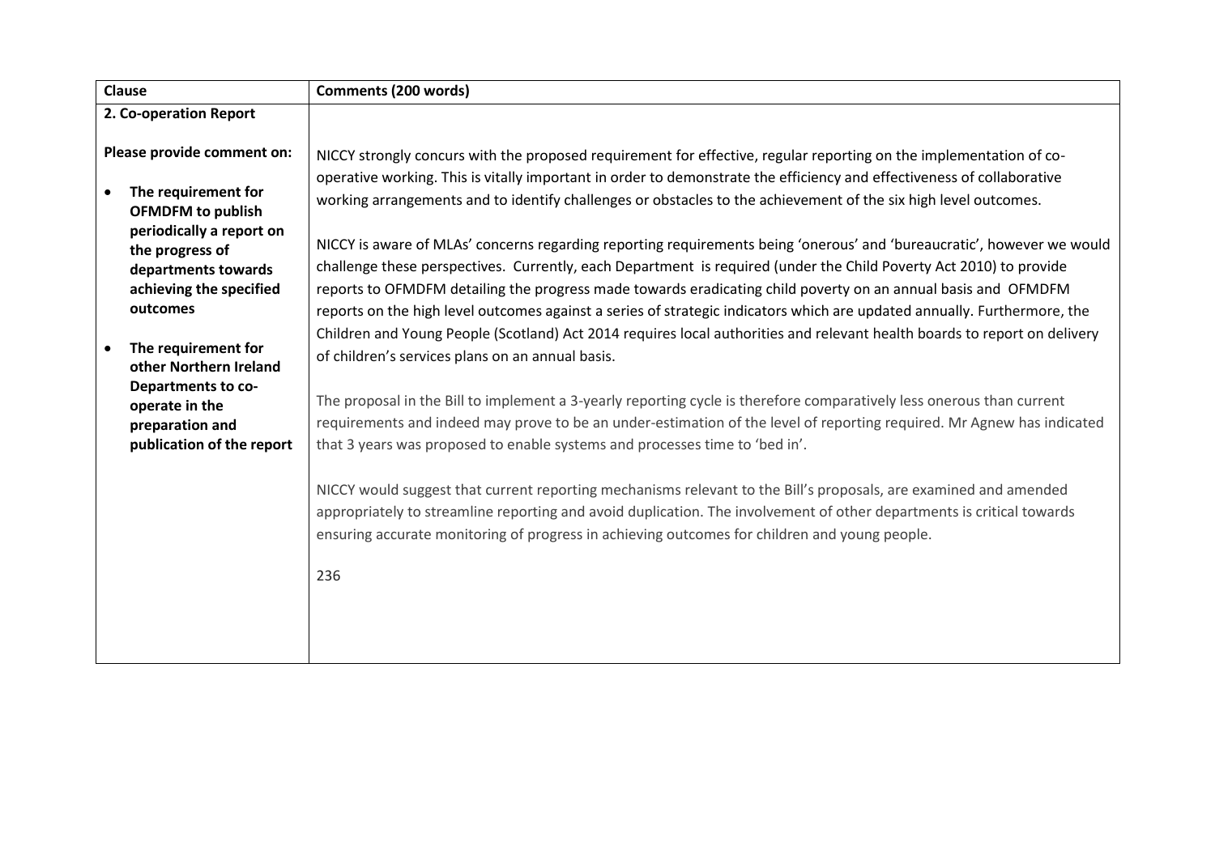| Clause | Comments (200 words) |
|---|---|
| **2. Co-operation Report**<br><br>**Please provide comment on:**<br><br>• **The requirement for OFMDFM to publish periodically a report on the progress of departments towards achieving the specified outcomes**<br><br>• **The requirement for other Northern Ireland Departments to co-operate in the preparation and publication of the report** | NICCY strongly concurs with the proposed requirement for effective, regular reporting on the implementation of co-operative working. This is vitally important in order to demonstrate the efficiency and effectiveness of collaborative working arrangements and to identify challenges or obstacles to the achievement of the six high level outcomes.<br><br>NICCY is aware of MLAs' concerns regarding reporting requirements being 'onerous' and 'bureaucratic', however we would challenge these perspectives. Currently, each Department is required (under the Child Poverty Act 2010) to provide reports to OFMDFM detailing the progress made towards eradicating child poverty on an annual basis and OFMDFM reports on the high level outcomes against a series of strategic indicators which are updated annually. Furthermore, the Children and Young People (Scotland) Act 2014 requires local authorities and relevant health boards to report on delivery of children's services plans on an annual basis.<br><br>The proposal in the Bill to implement a 3-yearly reporting cycle is therefore comparatively less onerous than current requirements and indeed may prove to be an under-estimation of the level of reporting required. Mr Agnew has indicated that 3 years was proposed to enable systems and processes time to 'bed in'.<br><br>NICCY would suggest that current reporting mechanisms relevant to the Bill's proposals, are examined and amended appropriately to streamline reporting and avoid duplication. The involvement of other departments is critical towards ensuring accurate monitoring of progress in achieving outcomes for children and young people.<br><br>236 |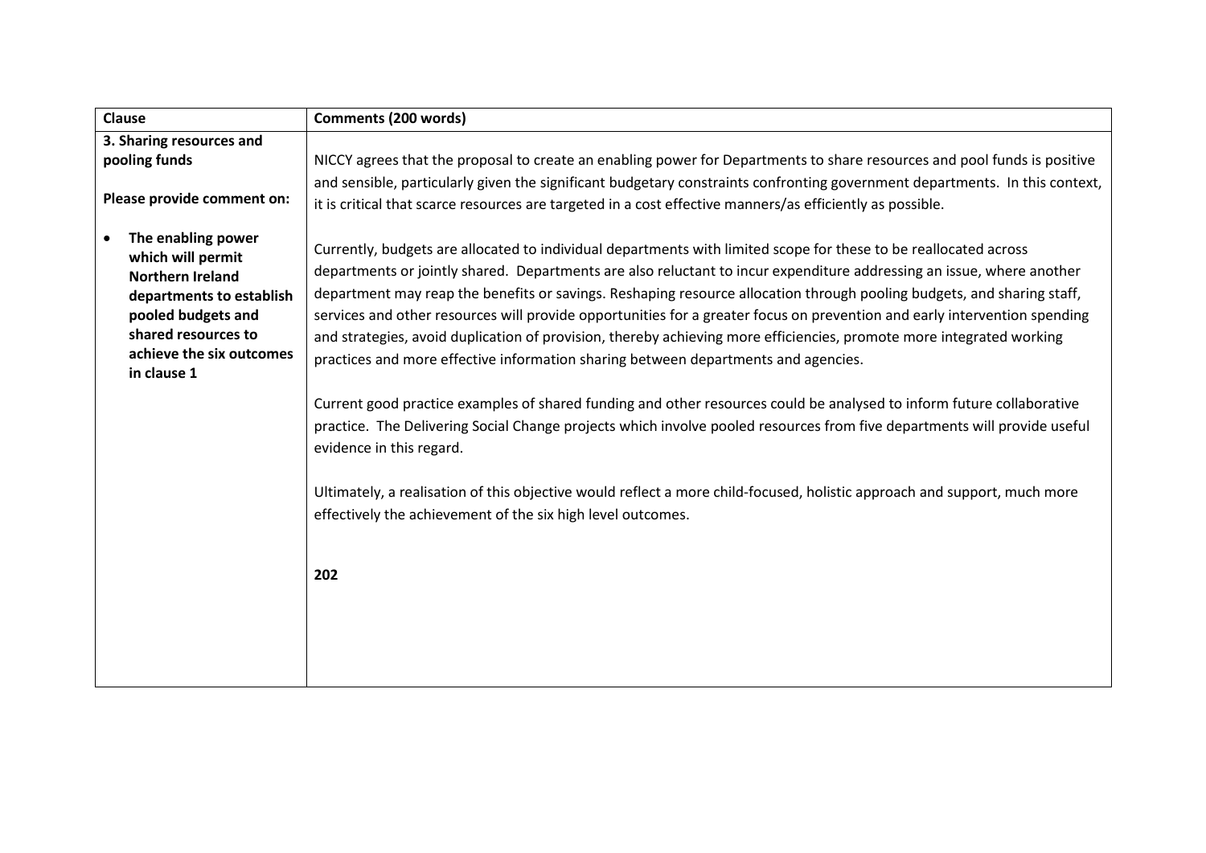| Clause | Comments (200 words) |
|---|---|
| **3. Sharing resources and pooling funds**<br><br>**Please provide comment on:**<br><br>• **The enabling power which will permit Northern Ireland departments to establish pooled budgets and shared resources to achieve the six outcomes in clause 1** | NICCY agrees that the proposal to create an enabling power for Departments to share resources and pool funds is positive and sensible, particularly given the significant budgetary constraints confronting government departments. In this context, it is critical that scarce resources are targeted in a cost effective manners/as efficiently as possible.<br><br>Currently, budgets are allocated to individual departments with limited scope for these to be reallocated across departments or jointly shared. Departments are also reluctant to incur expenditure addressing an issue, where another department may reap the benefits or savings. Reshaping resource allocation through pooling budgets, and sharing staff, services and other resources will provide opportunities for a greater focus on prevention and early intervention spending and strategies, avoid duplication of provision, thereby achieving more efficiencies, promote more integrated working practices and more effective information sharing between departments and agencies.<br><br>Current good practice examples of shared funding and other resources could be analysed to inform future collaborative practice. The Delivering Social Change projects which involve pooled resources from five departments will provide useful evidence in this regard.<br><br>Ultimately, a realisation of this objective would reflect a more child-focused, holistic approach and support, much more effectively the achievement of the six high level outcomes.<br><br>**202** |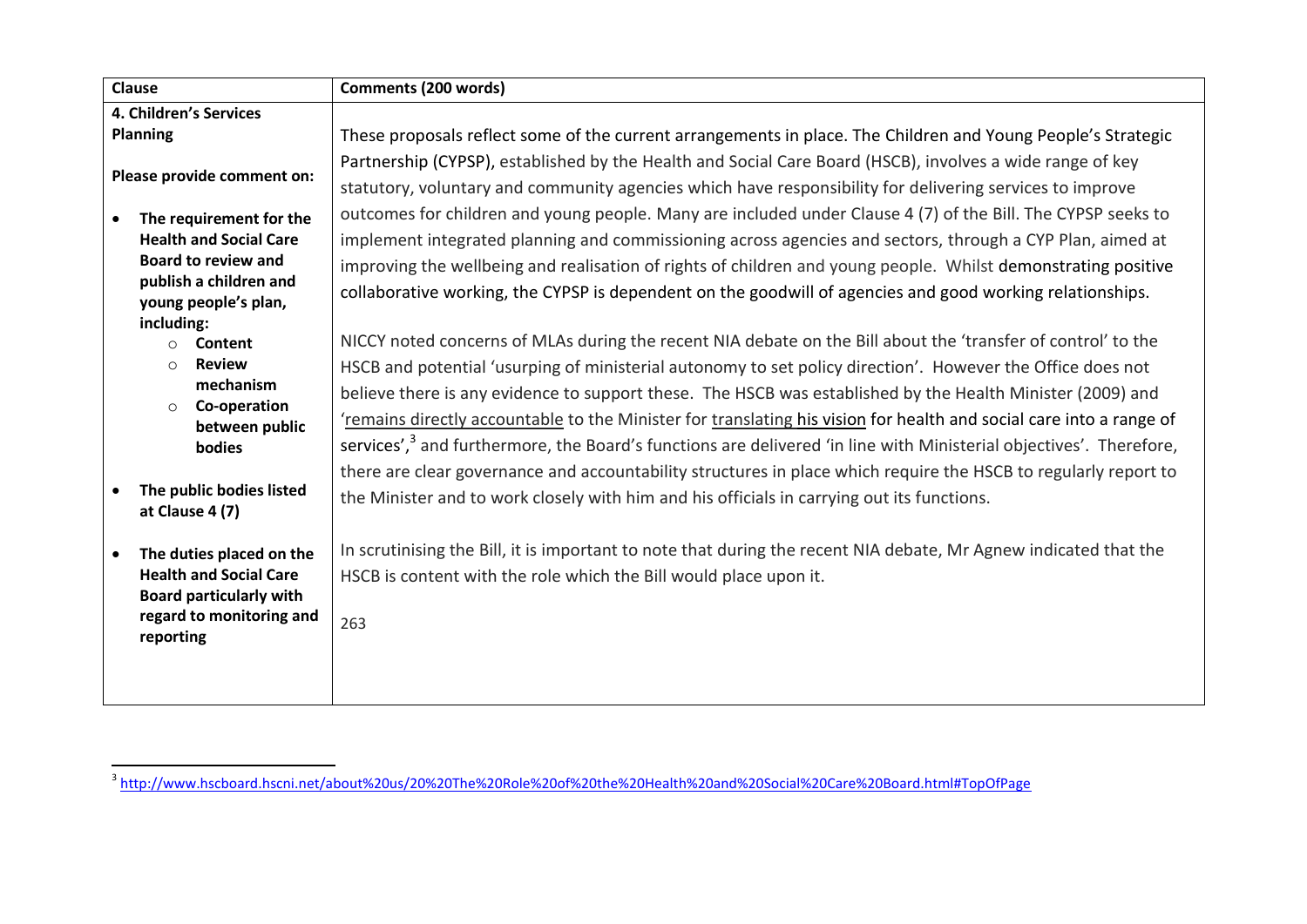| Clause | Comments (200 words) |
|---|---|
| **4. Children's Services Planning**<br><br>**Please provide comment on:**<br><br>• **The requirement for the Health and Social Care Board to review and publish a children and young people's plan, including:**<br>  ○ **Content**<br>  ○ **Review mechanism**<br>  ○ **Co-operation between public bodies**<br><br>• **The public bodies listed at Clause 4 (7)**<br><br>• **The duties placed on the Health and Social Care Board particularly with regard to monitoring and reporting** | These proposals reflect some of the current arrangements in place. The Children and Young People's Strategic Partnership (CYPSP), established by the Health and Social Care Board (HSCB), involves a wide range of key statutory, voluntary and community agencies which have responsibility for delivering services to improve outcomes for children and young people. Many are included under Clause 4 (7) of the Bill. The CYPSP seeks to implement integrated planning and commissioning across agencies and sectors, through a CYP Plan, aimed at improving the wellbeing and realisation of rights of children and young people. Whilst demonstrating positive collaborative working, the CYPSP is dependent on the goodwill of agencies and good working relationships.<br><br>NICCY noted concerns of MLAs during the recent NIA debate on the Bill about the 'transfer of control' to the HSCB and potential 'usurping of ministerial autonomy to set policy direction'. However the Office does not believe there is any evidence to support these. The HSCB was established by the Health Minister (2009) and 'remains directly accountable to the Minister for translating his vision for health and social care into a range of services',[3] and furthermore, the Board's functions are delivered 'in line with Ministerial objectives'. Therefore, there are clear governance and accountability structures in place which require the HSCB to regularly report to the Minister and to work closely with him and his officials in carrying out its functions.<br><br>In scrutinising the Bill, it is important to note that during the recent NIA debate, Mr Agnew indicated that the HSCB is content with the role which the Bill would place upon it.<br><br>263 |

[3] http://www.hscboard.hscni.net/about%20us/20%20The%20Role%20of%20the%20Health%20and%20Social%20Care%20Board.html#TopOfPage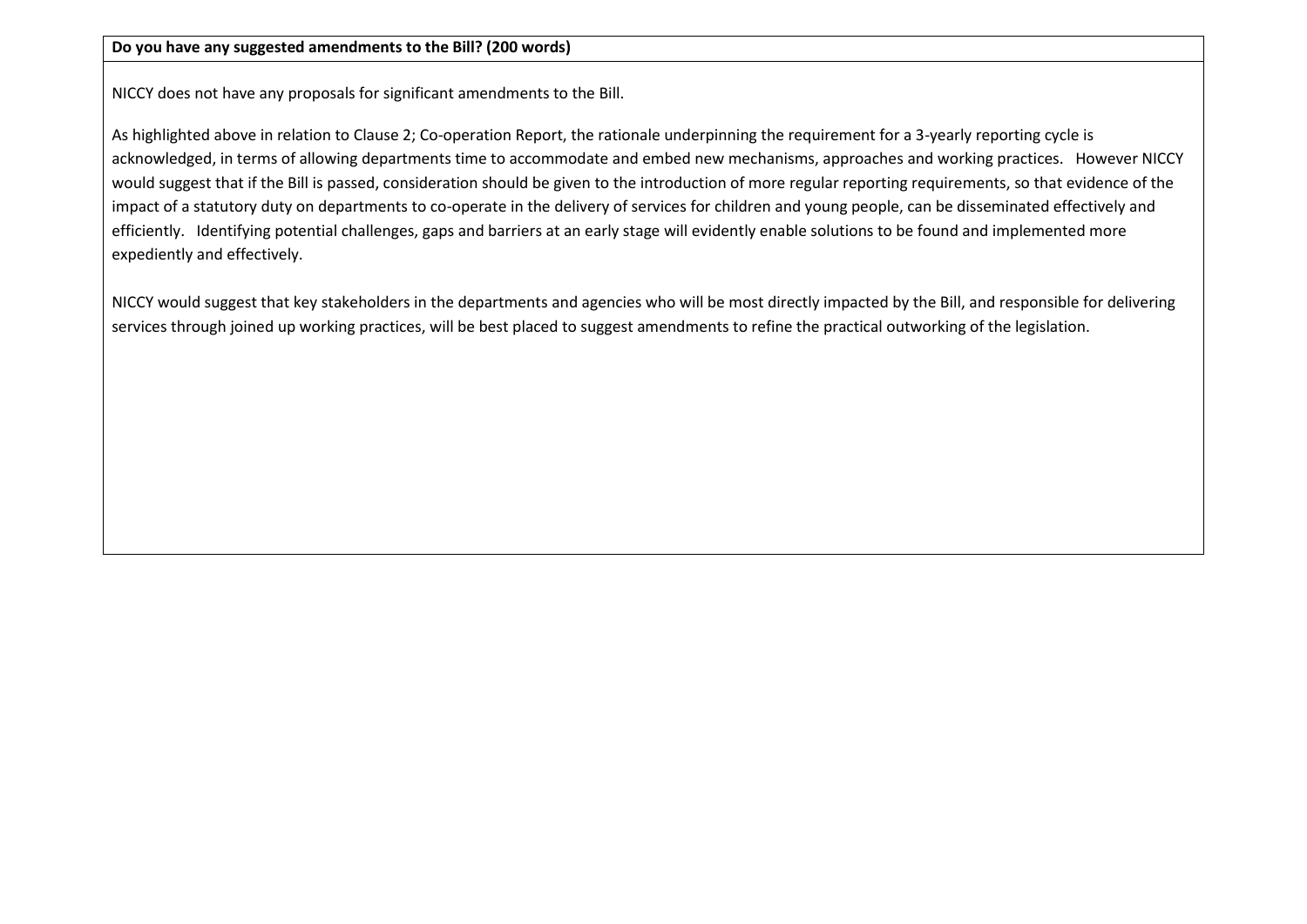**Do you have any suggested amendments to the Bill? (200 words)**

NICCY does not have any proposals for significant amendments to the Bill.

As highlighted above in relation to Clause 2; Co-operation Report, the rationale underpinning the requirement for a 3-yearly reporting cycle is acknowledged, in terms of allowing departments time to accommodate and embed new mechanisms, approaches and working practices. However NICCY would suggest that if the Bill is passed, consideration should be given to the introduction of more regular reporting requirements, so that evidence of the impact of a statutory duty on departments to co-operate in the delivery of services for children and young people, can be disseminated effectively and efficiently. Identifying potential challenges, gaps and barriers at an early stage will evidently enable solutions to be found and implemented more expediently and effectively.

NICCY would suggest that key stakeholders in the departments and agencies who will be most directly impacted by the Bill, and responsible for delivering services through joined up working practices, will be best placed to suggest amendments to refine the practical outworking of the legislation.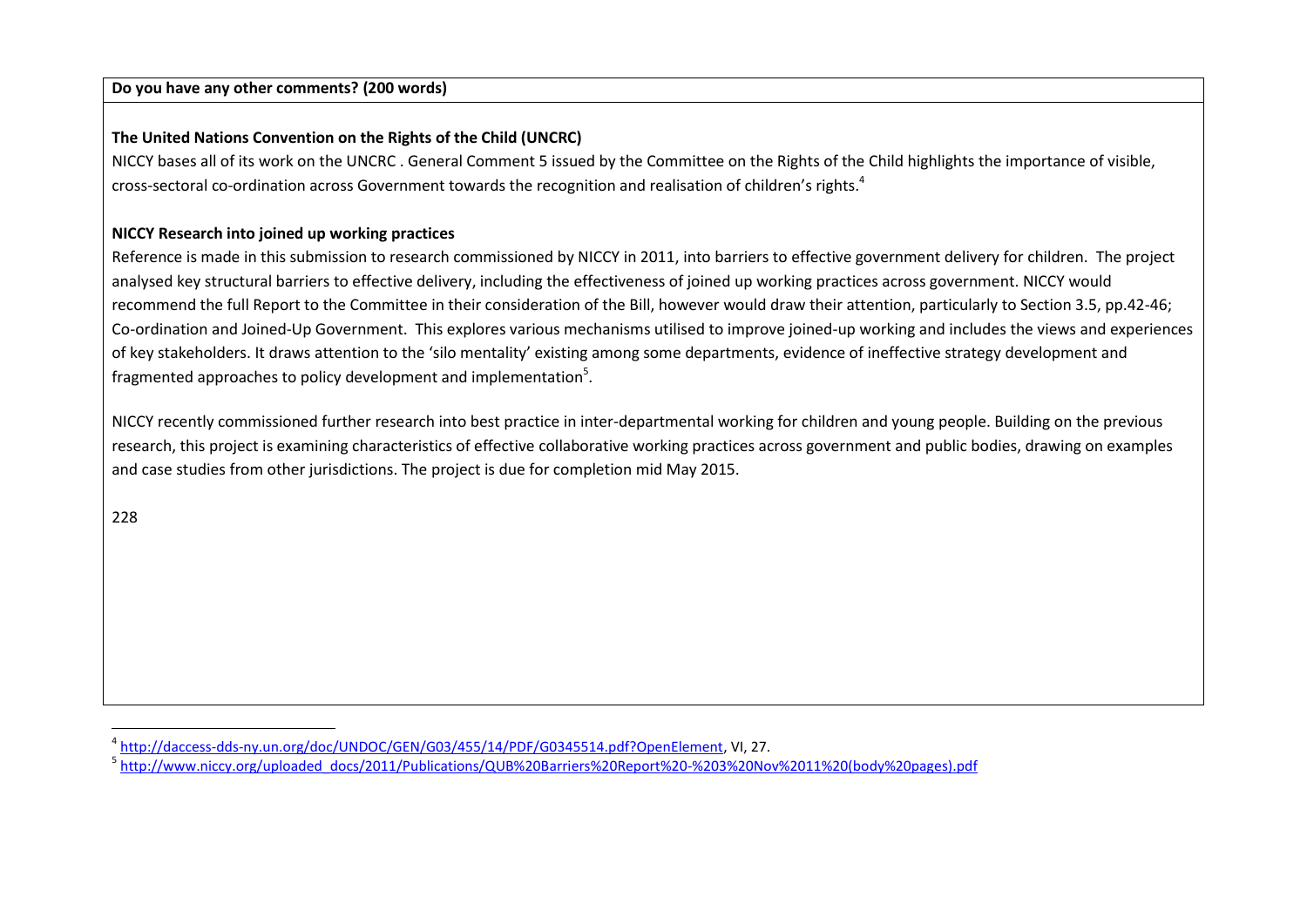**Do you have any other comments? (200 words)**

**The United Nations Convention on the Rights of the Child (UNCRC)**

NICCY bases all of its work on the UNCRC . General Comment 5 issued by the Committee on the Rights of the Child highlights the importance of visible, cross-sectoral co-ordination across Government towards the recognition and realisation of children's rights.[4]

**NICCY Research into joined up working practices**

Reference is made in this submission to research commissioned by NICCY in 2011, into barriers to effective government delivery for children. The project analysed key structural barriers to effective delivery, including the effectiveness of joined up working practices across government. NICCY would recommend the full Report to the Committee in their consideration of the Bill, however would draw their attention, particularly to Section 3.5, pp.42-46; Co-ordination and Joined-Up Government. This explores various mechanisms utilised to improve joined-up working and includes the views and experiences of key stakeholders. It draws attention to the 'silo mentality' existing among some departments, evidence of ineffective strategy development and fragmented approaches to policy development and implementation[5].

NICCY recently commissioned further research into best practice in inter-departmental working for children and young people. Building on the previous research, this project is examining characteristics of effective collaborative working practices across government and public bodies, drawing on examples and case studies from other jurisdictions. The project is due for completion mid May 2015.

228

---

[4] http://daccess-dds-ny.un.org/doc/UNDOC/GEN/G03/455/14/PDF/G0345514.pdf?OpenElement, VI, 27.

[5] http://www.niccy.org/uploaded_docs/2011/Publications/QUB%20Barriers%20Report%20-%203%20Nov%2011%20(body%20pages).pdf